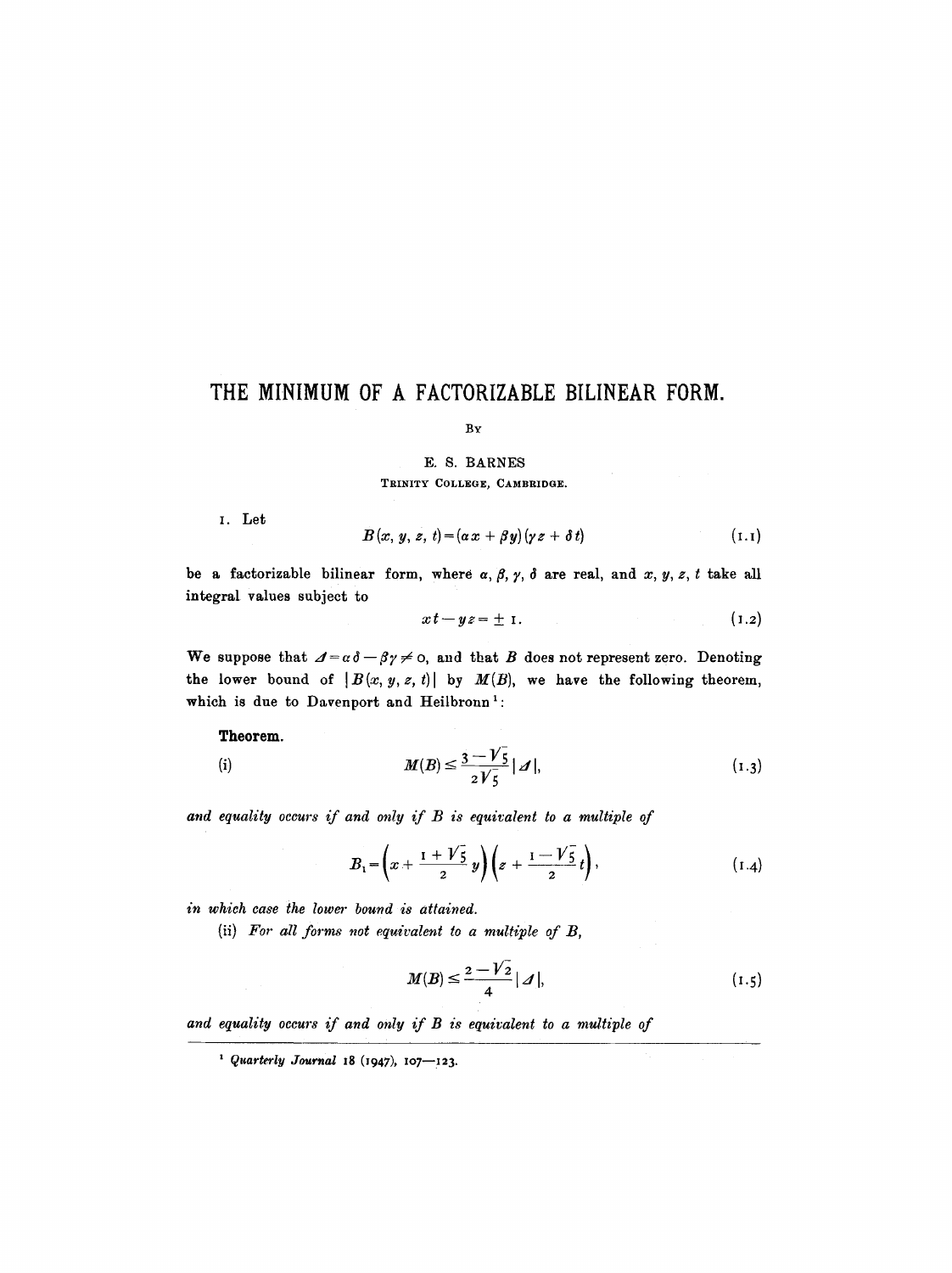# THE MINIMUM OF A FACTORIZABLE BILINEAR FORM.

By

E. S. BARNES

Trinity College, Cambridge.

1. Let

$$B(x, y, z, t) = (\alpha x + \beta y)(\gamma z + \delta t) \tag{1.1}$$

be a factorizable bilinear form, where $\alpha, \beta, \gamma, \delta$ are real, and $x, y, z, t$ take all integral values subject to

$$xt - yz = \pm 1. \tag{1.2}$$

We suppose that $\Delta = \alpha\delta - \beta\gamma \neq 0$, and that $B$ does not represent zero. Denoting the lower bound of $|B(x, y, z, t)|$ by $M(B)$, we have the following theorem, which is due to Davenport and Heilbronn[1]:

**Theorem.**

(i)
$$M(B) \leq \frac{3 - \sqrt{5}}{2\sqrt{5}} |\Delta|, \tag{1.3}$$

*and equality occurs if and only if $B$ is equivalent to a multiple of*

$$B_1 = \left(x + \frac{1 + \sqrt{5}}{2} y\right)\left(z + \frac{1 - \sqrt{5}}{2} t\right), \tag{1.4}$$

*in which case the lower bound is attained.*

(ii) *For all forms not equivalent to a multiple of $B$,*

$$M(B) \leq \frac{2 - \sqrt{2}}{4} |\Delta|, \tag{1.5}$$

*and equality occurs if and only if $B$ is equivalent to a multiple of*

[1] *Quarterly Journal* 18 (1947), 107—123.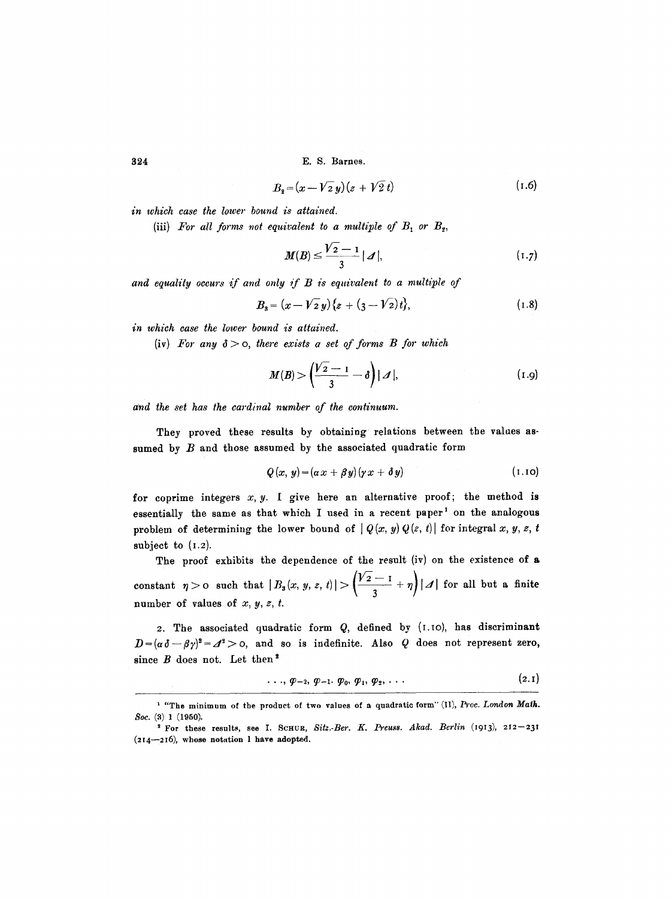$$B_2 = (x - \sqrt{2}\, y)(z + \sqrt{2}\, t) \tag{1.6}$$

*in which case the lower bound is attained.*

(iii) *For all forms not equivalent to a multiple of $B_1$ or $B_2$,*

$$M(B) \leq \frac{\sqrt{2} - 1}{3} |\Delta|, \tag{1.7}$$

*and equality occurs if and only if $B$ is equivalent to a multiple of*

$$B_3 = (x - \sqrt{2}\, y)\{z + (3 - \sqrt{2})t\}, \tag{1.8}$$

*in which case the lower bound is attained.*

(iv) *For any $\delta > 0$, there exists a set of forms $B$ for which*

$$M(B) > \left(\frac{\sqrt{2} - 1}{3} - \delta\right) |\Delta|, \tag{1.9}$$

*and the set has the cardinal number of the continuum.*

They proved these results by obtaining relations between the values assumed by $B$ and those assumed by the associated quadratic form

$$Q(x, y) = (\alpha x + \beta y)(\gamma x + \delta y) \tag{1.10}$$

for coprime integers $x, y$. I give here an alternative proof; the method is essentially the same as that which I used in a recent paper[1] on the analogous problem of determining the lower bound of $|Q(x, y)\, Q(z, t)|$ for integral $x, y, z, t$ subject to (1.2).

The proof exhibits the dependence of the result (iv) on the existence of a constant $\eta > 0$ such that $|B_3(x, y, z, t)| > \left(\frac{\sqrt{2} - 1}{3} + \eta\right) |\Delta|$ for all but a finite number of values of $x, y, z, t$.

2. The associated quadratic form $Q$, defined by (1.10), has discriminant $D = (\alpha\delta - \beta\gamma)^2 = \Delta^2 > 0$, and so is indefinite. Also $Q$ does not represent zero, since $B$ does not. Let then[2]

$$\ldots, \varphi_{-2}, \varphi_{-1}, \varphi_0, \varphi_1, \varphi_2, \ldots \tag{2.1}$$

---

[1] "The minimum of the product of two values of a quadratic form" (II), *Proc. London Math. Soc.* (3) 1 (1950).

[2] For these results, see I. Schur, *Sitz.-Ber. K. Preuss. Akad. Berlin* (1913), 212—231 (214—216), whose notation I have adopted.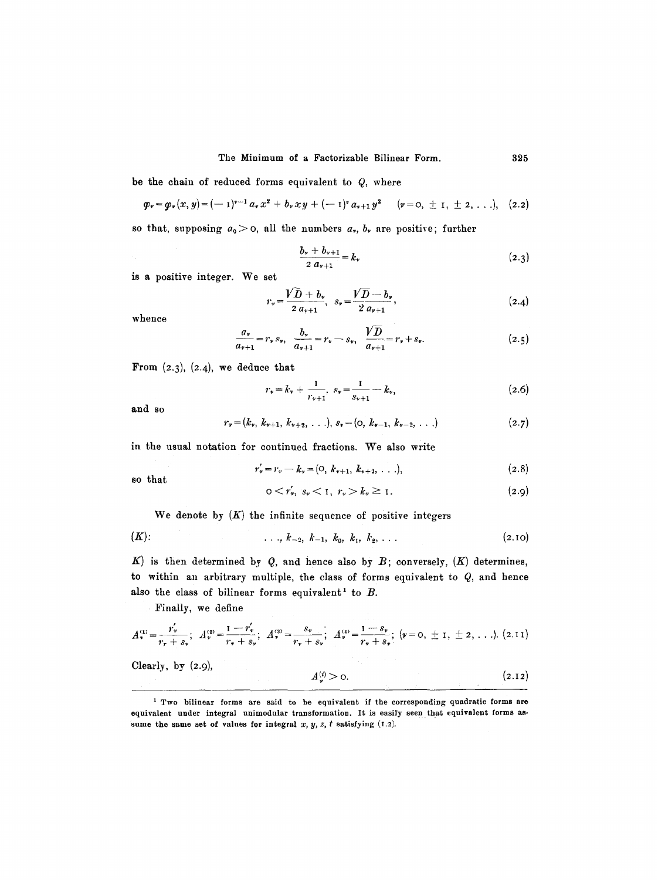be the chain of reduced forms equivalent to $Q$, where

$$\varphi_\nu = \varphi_\nu(x, y) = (-1)^{\nu-1} a_\nu x^2 + b_\nu xy + (-1)^\nu a_{\nu+1} y^2 \qquad (\nu = 0, \pm 1, \pm 2, \ldots), \tag{2.2}$$

so that, supposing $a_0 > 0$, all the numbers $a_\nu$, $b_\nu$ are positive; further

$$\frac{b_\nu + b_{\nu+1}}{2\, a_{\nu+1}} = k_\nu \tag{2.3}$$

is a positive integer. We set

$$r_\nu = \frac{\sqrt{D} + b_\nu}{2\, a_{\nu+1}}, \quad s_\nu = \frac{\sqrt{D} - b_\nu}{2\, a_{\nu+1}}, \tag{2.4}$$

whence

$$\frac{a_\nu}{a_{\nu+1}} = r_\nu s_\nu, \quad \frac{b_\nu}{a_{\nu+1}} = r_\nu - s_\nu, \quad \frac{\sqrt{D}}{a_{\nu+1}} = r_\nu + s_\nu. \tag{2.5}$$

From (2.3), (2.4), we deduce that

$$r_\nu = k_\nu + \frac{1}{r_{\nu+1}}, \quad s_\nu = \frac{1}{s_{\nu+1}} - k_\nu, \tag{2.6}$$

and so

$$r_\nu = (k_\nu, k_{\nu+1}, k_{\nu+2}, \ldots), \; s_\nu = (0, k_{\nu-1}, k_{\nu-2}, \ldots) \tag{2.7}$$

in the usual notation for continued fractions. We also write

$$r'_\nu = r_\nu - k_\nu = (0, k_{\nu+1}, k_{\nu+2}, \ldots), \tag{2.8}$$

so that

$$0 < r'_\nu, \; s_\nu < 1, \; r_\nu > k_\nu \geq 1. \tag{2.9}$$

We denote by $(K)$ the infinite sequence of positive integers

$$(K): \qquad \ldots, k_{-2}, k_{-1}, k_0, k_1, k_2, \ldots \tag{2.10}$$

$K$) is then determined by $Q$, and hence also by $B$; conversely, $(K)$ determines, to within an arbitrary multiple, the class of forms equivalent to $Q$, and hence also the class of bilinear forms equivalent[1] to $B$.

Finally, we define

$$A_\nu^{(1)} = \frac{r'_\nu}{r_\nu + s_\nu}; \quad A_\nu^{(2)} = \frac{1 - r'_\nu}{r_\nu + s_\nu}; \quad A_\nu^{(3)} = \frac{s_\nu}{r_\nu + s_\nu}; \quad A_\nu^{(4)} = \frac{1 - s_\nu}{r_\nu + s_\nu}; \; (\nu = 0, \pm 1, \pm 2, \ldots). \tag{2.11}$$

Clearly, by (2.9),

$$A_\nu^{(i)} > 0. \tag{2.12}$$

[1] Two bilinear forms are said to be equivalent if the corresponding quadratic forms are equivalent under integral unimodular transformation. It is easily seen that equivalent forms assume the same set of values for integral $x, y, z, t$ satisfying (1.2).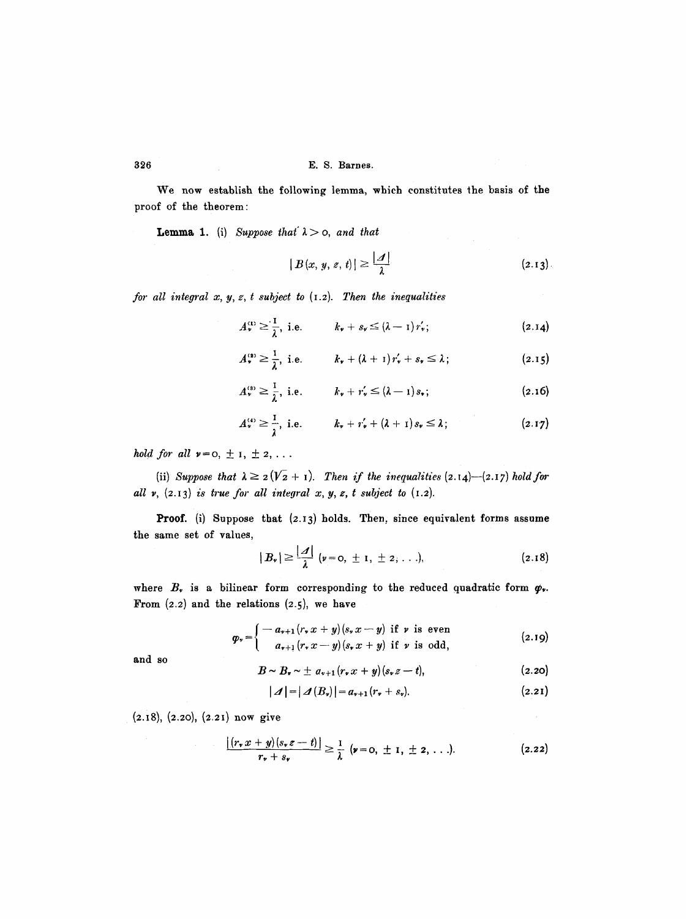We now establish the following lemma, which constitutes the basis of the proof of the theorem:

**Lemma 1.** (i) *Suppose that $\lambda > 0$, and that*

$$|B(x, y, z, t)| \geq \frac{|\Delta|}{\lambda} \tag{2.13}$$

*for all integral $x, y, z, t$ subject to (1.2). Then the inequalities*

$$A_\nu^{(1)} \geq \frac{1}{\lambda}, \text{ i.e. } \quad k_\nu + s_\nu \leq (\lambda - 1) r'_\nu; \tag{2.14}$$

$$A_\nu^{(2)} \geq \frac{1}{\lambda}, \text{ i.e. } \quad k_\nu + (\lambda + 1) r'_\nu + s_\nu \leq \lambda; \tag{2.15}$$

$$A_\nu^{(3)} \geq \frac{1}{\lambda}, \text{ i.e. } \quad k_\nu + r'_\nu \leq (\lambda - 1) s_\nu; \tag{2.16}$$

$$A_\nu^{(4)} \geq \frac{1}{\lambda}, \text{ i.e. } \quad k_\nu + r'_\nu + (\lambda + 1) s_\nu \leq \lambda; \tag{2.17}$$

*hold for all $\nu = 0, \pm 1, \pm 2, \ldots$*

(ii) *Suppose that $\lambda \geq 2(\sqrt{2} + 1)$. Then if the inequalities (2.14)—(2.17) hold for all $\nu$, (2.13) is true for all integral $x, y, z, t$ subject to (1.2).*

**Proof.** (i) Suppose that (2.13) holds. Then, since equivalent forms assume the same set of values,

$$|B_\nu| \geq \frac{|\Delta|}{\lambda} \quad (\nu = 0, \pm 1, \pm 2, \ldots), \tag{2.18}$$

where $B_\nu$ is a bilinear form corresponding to the reduced quadratic form $\varphi_\nu$. From (2.2) and the relations (2.5), we have

$$\varphi_\nu = \begin{cases} -a_{\nu+1}(r_\nu x + y)(s_\nu x - y) & \text{if } \nu \text{ is even} \\ \phantom{-}a_{\nu+1}(r_\nu x - y)(s_\nu x + y) & \text{if } \nu \text{ is odd,} \end{cases} \tag{2.19}$$

and so

$$B \sim B_\nu \sim \pm a_{\nu+1}(r_\nu x + y)(s_\nu z - t), \tag{2.20}$$

$$|\Delta| = |\Delta(B_\nu)| = a_{\nu+1}(r_\nu + s_\nu). \tag{2.21}$$

(2.18), (2.20), (2.21) now give

$$\frac{|(r_\nu x + y)(s_\nu z - t)|}{r_\nu + s_\nu} \geq \frac{1}{\lambda} \quad (\nu = 0, \pm 1, \pm 2, \ldots). \tag{2.22}$$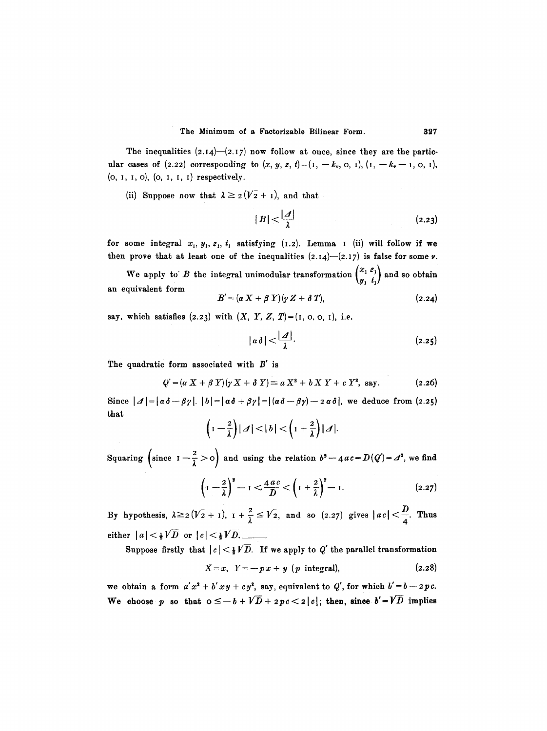The inequalities (2.14)—(2.17) now follow at once, since they are the particular cases of (2.22) corresponding to $(x, y, z, t) = (1, -k_\nu, 0, 1)$, $(1, -k_\nu - 1, 0, 1)$, $(0, 1, 1, 0)$, $(0, 1, 1, 1)$ respectively.

(ii) Suppose now that $\lambda \geq 2(\sqrt{2} + 1)$, and that

$$|B| < \frac{|\Delta|}{\lambda} \tag{2.23}$$

for some integral $x_1, y_1, z_1, t_1$ satisfying (1.2). Lemma 1 (ii) will follow if we then prove that at least one of the inequalities (2.14)—(2.17) is false for some $\nu$.

We apply to $B$ the integral unimodular transformation $\begin{pmatrix} x_1 & z_1 \\ y_1 & t_1 \end{pmatrix}$ and so obtain an equivalent form

$$B' = (\alpha X + \beta Y)(\gamma Z + \delta T), \tag{2.24}$$

say, which satisfies (2.23) with $(X, Y, Z, T) = (1, 0, 0, 1)$, i.e.

$$|\alpha \delta| < \frac{|\Delta|}{\lambda}. \tag{2.25}$$

The quadratic form associated with $B'$ is

$$Q' = (\alpha X + \beta Y)(\gamma X + \delta Y) \equiv a X^2 + b X Y + c Y^2, \text{ say.} \tag{2.26}$$

Since $|\Delta| = |\alpha \delta - \beta \gamma|$, $|b| = |\alpha \delta + \beta \gamma| = |(\alpha \delta - \beta \gamma) - 2 \alpha \delta|$, we deduce from (2.25) that

$$\left(1 - \frac{2}{\lambda}\right)|\Delta| < |b| < \left(1 + \frac{2}{\lambda}\right)|\Delta|.$$

Squaring $\left(\text{since } 1 - \frac{2}{\lambda} > 0\right)$ and using the relation $b^2 - 4ac = D(Q') = \Delta^2$, we find

$$\left(1 - \frac{2}{\lambda}\right)^2 - 1 < \frac{4ac}{D} < \left(1 + \frac{2}{\lambda}\right)^2 - 1. \tag{2.27}$$

By hypothesis, $\lambda \geq 2(\sqrt{2} + 1)$, $1 + \frac{2}{\lambda} \leq \sqrt{2}$, and so (2.27) gives $|ac| < \frac{D}{4}$. Thus either $|a| < \frac{1}{2}\sqrt{D}$ or $|c| < \frac{1}{2}\sqrt{D}$.

Suppose firstly that $|c| < \frac{1}{2}\sqrt{D}$. If we apply to $Q'$ the parallel transformation

$$X = x, \quad Y = -px + y \quad (p \text{ integral}), \tag{2.28}$$

we obtain a form $a'x^2 + b'xy + cy^2$, say, equivalent to $Q'$, for which $b' = b - 2pc$. We choose $p$ so that $0 \leq -b + \sqrt{D} + 2pc < 2|c|$; then, since $b' = \sqrt{D}$ implies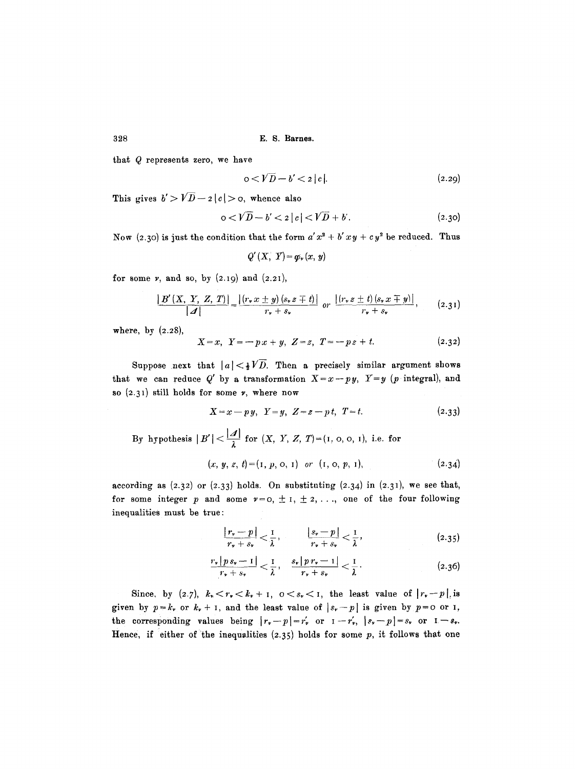that $Q$ represents zero, we have

$$0 < \sqrt{D} - b' < 2\,|c|. \tag{2.29}$$

This gives $b' > \sqrt{D} - 2\,|c| > 0$, whence also

$$0 < \sqrt{D} - b' < 2\,|c| < \sqrt{D} + b'. \tag{2.30}$$

Now (2.30) is just the condition that the form $a' x^2 + b' xy + c y^2$ be reduced. Thus

$$Q'(X, Y) = \varphi_\nu(x, y)$$

for some $\nu$, and so, by (2.19) and (2.21),

$$\frac{|B'(X, Y, Z, T)|}{|\Delta|} = \frac{|(r_\nu x \pm y)(s_\nu z \mp t)|}{r_\nu + s_\nu} \quad or \quad \frac{|(r_\nu z \pm t)(s_\nu x \mp y)|}{r_\nu + s_\nu}, \tag{2.31}$$

where, by (2.28),

$$X = x, \quad Y = -px + y, \quad Z = z, \quad T = -pz + t. \tag{2.32}$$

Suppose next that $|a| < \frac{1}{2}\sqrt{D}$. Then a precisely similar argument shows that we can reduce $Q'$ by a transformation $X = x - py$, $Y = y$ ($p$ integral), and so (2.31) still holds for some $\nu$, where now

$$X = x - py, \quad Y = y, \quad Z = z - pt, \quad T = t. \tag{2.33}$$

By hypothesis $|B'| < \dfrac{|\Delta|}{\lambda}$ for $(X, Y, Z, T) = (1, 0, 0, 1)$, i.e. for

$$(x, y, z, t) = (1, p, 0, 1) \quad or \quad (1, 0, p, 1), \tag{2.34}$$

according as (2.32) or (2.33) holds. On substituting (2.34) in (2.31), we see that, for some integer $p$ and some $\nu = 0, \pm 1, \pm 2, \ldots$, one of the four following inequalities must be true:

$$\frac{|r_\nu - p|}{r_\nu + s_\nu} < \frac{1}{\lambda}, \qquad \frac{|s_\nu - p|}{r_\nu + s_\nu} < \frac{1}{\lambda}, \tag{2.35}$$

$$\frac{r_\nu\,|p s_\nu - 1|}{r_\nu + s_\nu} < \frac{1}{\lambda}, \quad \frac{s_\nu\,|p r_\nu - 1|}{r_\nu + s_\nu} < \frac{1}{\lambda}. \tag{2.36}$$

Since, by (2.7), $k_\nu < r_\nu < k_\nu + 1$, $0 < s_\nu < 1$, the least value of $|r_\nu - p|$ is given by $p = k_\nu$ or $k_\nu + 1$, and the least value of $|s_\nu - p|$ is given by $p = 0$ or $1$, the corresponding values being $|r_\nu - p| = r_\nu'$ or $1 - r_\nu'$, $|s_\nu - p| = s_\nu$ or $1 - s_\nu$. Hence, if either of the inequalities (2.35) holds for some $p$, it follows that one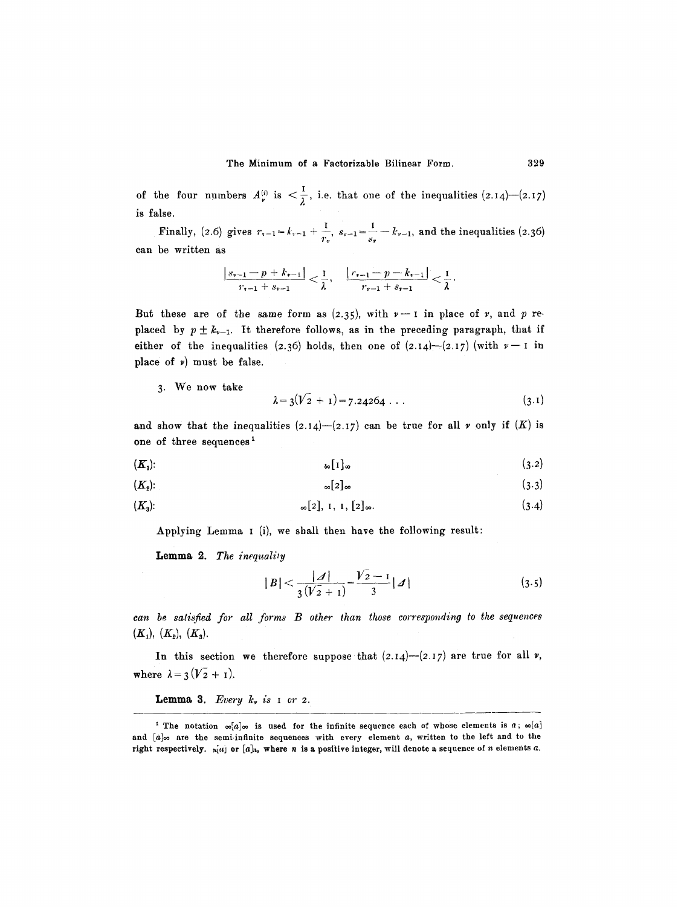of the four numbers $A_\nu^{(i)}$ is $< \frac{1}{\lambda}$, i.e. that one of the inequalities (2.14)—(2.17) is false.

Finally, (2.6) gives $r_{\nu-1} = k_{\nu-1} + \frac{1}{r_\nu}$, $s_{\nu-1} = \frac{1}{s_\nu} - k_{\nu-1}$, and the inequalities (2.36) can be written as

$$\frac{|s_{\nu-1} - p + k_{\nu-1}|}{r_{\nu-1} + s_{\nu-1}} < \frac{1}{\lambda}, \quad \frac{|r_{\nu-1} - p - k_{\nu-1}|}{r_{\nu-1} + s_{\nu-1}} < \frac{1}{\lambda}.$$

But these are of the same form as (2.35), with $\nu - 1$ in place of $\nu$, and $p$ replaced by $p \pm k_{\nu-1}$. It therefore follows, as in the preceding paragraph, that if either of the inequalities (2.36) holds, then one of (2.14)—(2.17) (with $\nu - 1$ in place of $\nu$) must be false.

3. We now take

$$\lambda = 3(\sqrt{2} + 1) = 7.24264\ldots \tag{3.1}$$

and show that the inequalities (2.14)—(2.17) can be true for all $\nu$ only if $(K)$ is one of three sequences[1]

$(K_1)$: $$_\infty[1]_\infty \tag{3.2}$$

$(K_2)$: $$_\infty[2]_\infty \tag{3.3}$$

$(K_3)$: $$_\infty[2],\ 1,\ 1,\ [2]_\infty. \tag{3.4}$$

Applying Lemma 1 (i), we shall then have the following result:

**Lemma 2.** *The inequality*

$$|B| < \frac{|\Delta|}{3(\sqrt{2}+1)} = \frac{\sqrt{2}-1}{3}|\Delta| \tag{3.5}$$

*can be satisfied for all forms $B$ other than those corresponding to the sequences $(K_1)$, $(K_2)$, $(K_3)$.*

In this section we therefore suppose that (2.14)—(2.17) are true for all $\nu$, where $\lambda = 3(\sqrt{2} + 1)$.

**Lemma 3.** *Every $k_\nu$ is 1 or 2.*

---

[1] The notation $_\infty[a]_\infty$ is used for the infinite sequence each of whose elements is $a$; $_\infty[a]$ and $[a]_\infty$ are the semi-infinite sequences with every element $a$, written to the left and to the right respectively. $_n[a]$ or $[a]_n$, where $n$ is a positive integer, will denote a sequence of $n$ elements $a$.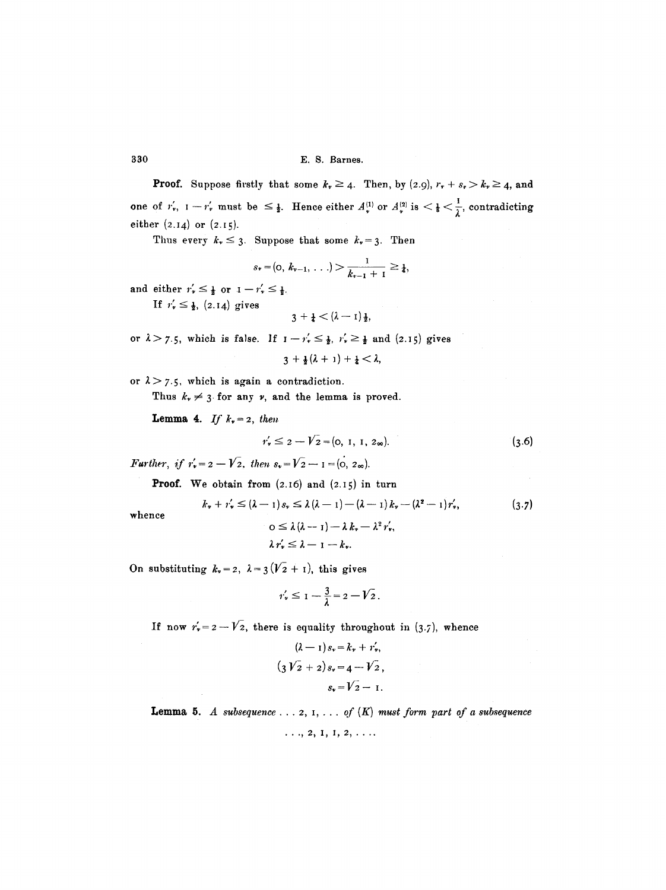**Proof.** Suppose firstly that some $k_\nu \geq 4$. Then, by (2.9), $r_\nu + s_\nu > k_\nu \geq 4$, and one of $r'_\nu$, $1 - r'_\nu$ must be $\leq \frac{1}{2}$. Hence either $A_\nu^{(1)}$ or $A_\nu^{(2)}$ is $< \frac{1}{8} < \frac{1}{\lambda}$, contradicting either (2.14) or (2.15).

Thus every $k_\nu \leq 3$. Suppose that some $k_\nu = 3$. Then

$$s_\nu = (0, k_{\nu-1}, \ldots) > \frac{1}{k_{\nu-1} + 1} \geq \frac{1}{4},$$

and either $r'_\nu \leq \frac{1}{2}$ or $1 - r'_\nu \leq \frac{1}{2}$.

If $r'_\nu \leq \frac{1}{2}$, (2.14) gives

$$3 + \tfrac{1}{4} < (\lambda - 1)\tfrac{1}{2},$$

or $\lambda > 7.5$, which is false. If $1 - r'_\nu \leq \frac{1}{2}$, $r'_\nu \geq \frac{1}{2}$ and (2.15) gives

$$3 + \tfrac{1}{2}(\lambda + 1) + \tfrac{1}{4} < \lambda,$$

or $\lambda > 7.5$, which is again a contradiction.

Thus $k_\nu \neq 3$ for any $\nu$, and the lemma is proved.

**Lemma 4.** *If* $k_\nu = 2$, *then*

$$r'_\nu \leq 2 - \sqrt{2} = (0, 1, 1, 2_\infty). \tag{3.6}$$

*Further, if* $r'_\nu = 2 - \sqrt{2}$, *then* $s_\nu = \sqrt{2} - 1 = (\dot{0}, 2_\infty)$.

**Proof.** We obtain from (2.16) and (2.15) in turn

$$k_\nu + r'_\nu \leq (\lambda - 1) s_\nu \leq \lambda(\lambda - 1) - (\lambda - 1) k_\nu - (\lambda^2 - 1) r'_\nu, \tag{3.7}$$

whence

$$0 \leq \lambda(\lambda - 1) - \lambda k_\nu - \lambda^2 r'_\nu,$$

$$\lambda r'_\nu \leq \lambda - 1 - k_\nu.$$

On substituting $k_\nu = 2$, $\lambda = 3(\sqrt{2} + 1)$, this gives

$$r'_\nu \leq 1 - \frac{3}{\lambda} = 2 - \sqrt{2}.$$

If now $r'_\nu = 2 - \sqrt{2}$, there is equality throughout in (3.7), whence

$$(\lambda - 1) s_\nu = k_\nu + r'_\nu,$$

$$(3\sqrt{2} + 2) s_\nu = 4 - \sqrt{2},$$

$$s_\nu = \sqrt{2} - 1.$$

**Lemma 5.** *A subsequence* $\ldots 2, 1, \ldots$ *of* $(K)$ *must form part of a subsequence*

$$\ldots, 2, 1, 1, 2, \ldots.$$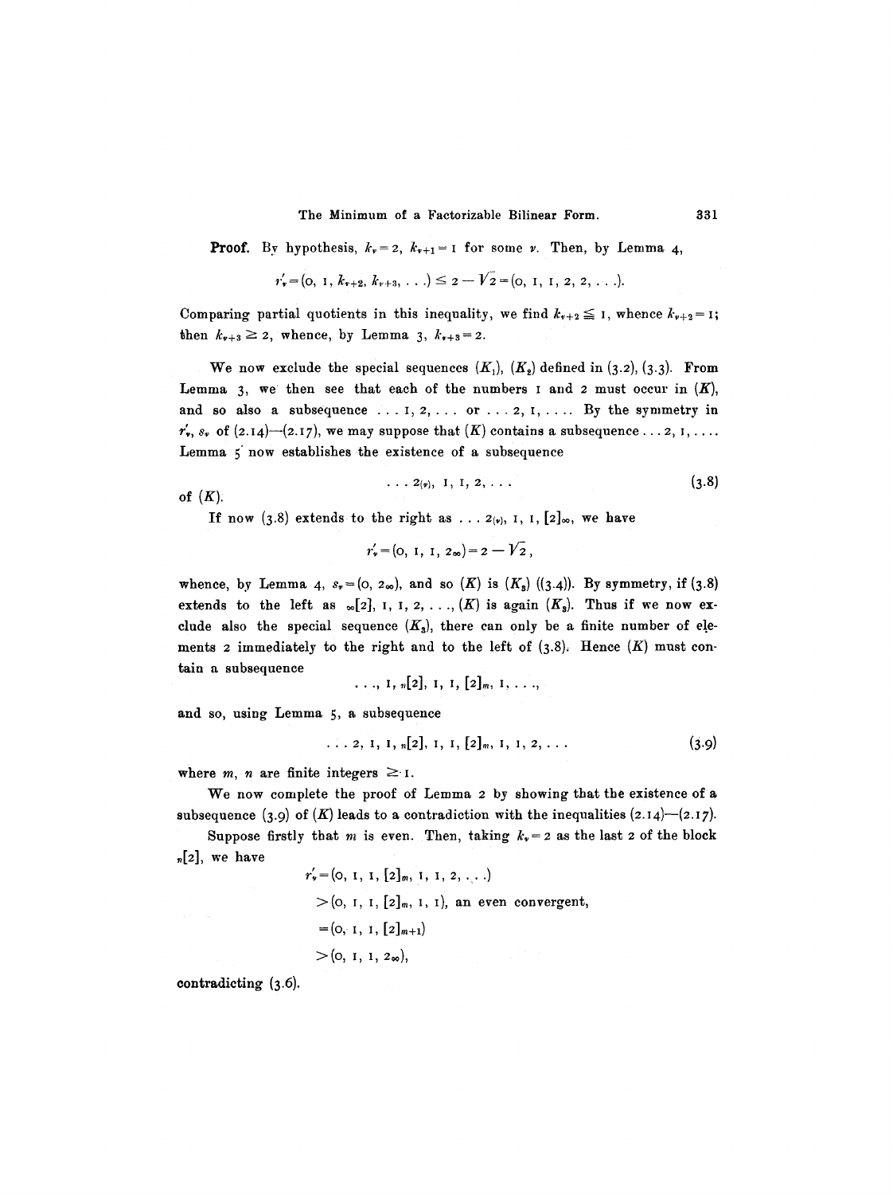**Proof.** By hypothesis, $k_\nu = 2$, $k_{\nu+1} = 1$ for some $\nu$. Then, by Lemma 4,

$$r'_\nu = (0, 1, k_{\nu+2}, k_{\nu+3}, \ldots) \leq 2 - \sqrt{2} = (0, 1, 1, 2, 2, \ldots).$$

Comparing partial quotients in this inequality, we find $k_{\nu+2} \leqq 1$, whence $k_{\nu+2} = 1$; then $k_{\nu+3} \geq 2$, whence, by Lemma 3, $k_{\nu+3} = 2$.

We now exclude the special sequences $(K_1)$, $(K_2)$ defined in (3.2), (3.3). From Lemma 3, we then see that each of the numbers 1 and 2 must occur in $(K)$, and so also a subsequence $\ldots 1, 2, \ldots$ or $\ldots 2, 1, \ldots$. By the symmetry in $r'_\nu$, $s_\nu$ of (2.14)—(2.17), we may suppose that $(K)$ contains a subsequence $\ldots 2, 1, \ldots$. Lemma 5 now establishes the existence of a subsequence

$$\ldots 2_{(\nu)}, 1, 1, 2, \ldots \tag{3.8}$$

of $(K)$.

If now (3.8) extends to the right as $\ldots 2_{(\nu)}, 1, 1, [2]_\infty$, we have

$$r'_\nu = (0, 1, 1, 2_\infty) = 2 - \sqrt{2},$$

whence, by Lemma 4, $s_\nu = (0, 2_\infty)$, and so $(K)$ is $(K_3)$ ((3.4)). By symmetry, if (3.8) extends to the left as ${}_\infty[2], 1, 1, 2, \ldots$, $(K)$ is again $(K_3)$. Thus if we now exclude also the special sequence $(K_3)$, there can only be a finite number of elements 2 immediately to the right and to the left of (3.8). Hence $(K)$ must contain a subsequence

$$\ldots, 1, {}_n[2], 1, 1, [2]_m, 1, \ldots,$$

and so, using Lemma 5, a subsequence

$$\ldots 2, 1, 1, {}_n[2], 1, 1, [2]_m, 1, 1, 2, \ldots \tag{3.9}$$

where $m$, $n$ are finite integers $\geq 1$.

We now complete the proof of Lemma 2 by showing that the existence of a subsequence (3.9) of $(K)$ leads to a contradiction with the inequalities (2.14)—(2.17).

Suppose firstly that $m$ is even. Then, taking $k_\nu = 2$ as the last 2 of the block ${}_n[2]$, we have

$$\begin{aligned}
r'_\nu &= (0, 1, 1, [2]_m, 1, 1, 2, \ldots) \\
&> (0, 1, 1, [2]_m, 1, 1), \text{ an even convergent,} \\
&= (0, 1, 1, [2]_{m+1}) \\
&> (0, 1, 1, 2_\infty),
\end{aligned}$$

contradicting (3.6).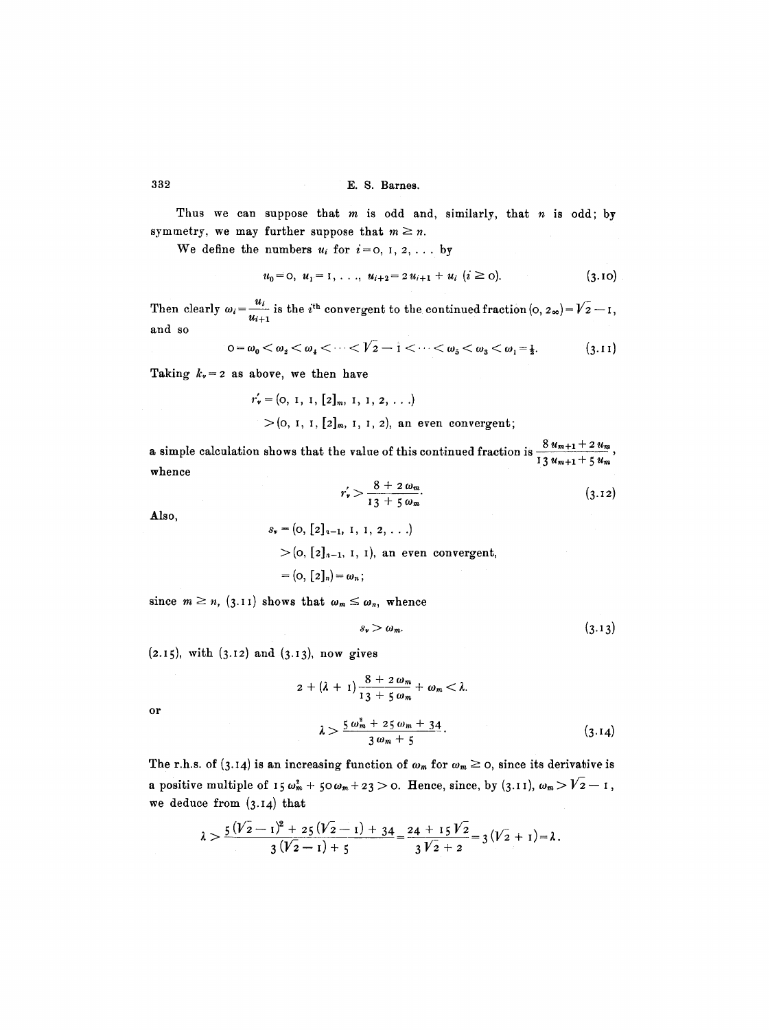Thus we can suppose that $m$ is odd and, similarly, that $n$ is odd; by symmetry, we may further suppose that $m \geq n$.

We define the numbers $u_i$ for $i = 0, 1, 2, \ldots$ by

$$u_0 = 0,\ u_1 = 1, \ldots,\ u_{i+2} = 2u_{i+1} + u_i\ (i \geq 0). \tag{3.10}$$

Then clearly $\omega_i = \dfrac{u_i}{u_{i+1}}$ is the $i^{\text{th}}$ convergent to the continued fraction $(0, 2_\infty) = \sqrt{2} - 1$, and so

$$0 = \omega_0 < \omega_2 < \omega_4 < \cdots < \sqrt{2} - 1 < \cdots < \omega_5 < \omega_3 < \omega_1 = \tfrac{1}{2}. \tag{3.11}$$

Taking $k_\nu = 2$ as above, we then have

$$r'_\nu = (0, 1, 1, [2]_m, 1, 1, 2, \ldots)$$

$$> (0, 1, 1, [2]_m, 1, 1, 2), \text{ an even convergent;}$$

a simple calculation shows that the value of this continued fraction is $\dfrac{8u_{m+1} + 2u_m}{13u_{m+1} + 5u_m}$, whence

$$r'_\nu > \frac{8 + 2\omega_m}{13 + 5\omega_m}. \tag{3.12}$$

Also,

$$s_\nu = (0, [2]_{n-1}, 1, 1, 2, \ldots)$$

$$> (0, [2]_{n-1}, 1, 1), \text{ an even convergent,}$$

$$= (0, [2]_n) = \omega_n;$$

since $m \geq n$, (3.11) shows that $\omega_m \leq \omega_n$, whence

$$s_\nu > \omega_m. \tag{3.13}$$

(2.15), with (3.12) and (3.13), now gives

$$2 + (\lambda + 1)\frac{8 + 2\omega_m}{13 + 5\omega_m} + \omega_m < \lambda.$$

or

$$\lambda > \frac{5\omega_m^2 + 25\omega_m + 34}{3\omega_m + 5}. \tag{3.14}$$

The r.h.s. of (3.14) is an increasing function of $\omega_m$ for $\omega_m \geq 0$, since its derivative is a positive multiple of $15\omega_m^2 + 50\omega_m + 23 > 0$. Hence, since, by (3.11), $\omega_m > \sqrt{2} - 1$, we deduce from (3.14) that

$$\lambda > \frac{5(\sqrt{2} - 1)^2 + 25(\sqrt{2} - 1) + 34}{3(\sqrt{2} - 1) + 5} = \frac{24 + 15\sqrt{2}}{3\sqrt{2} + 2} = 3(\sqrt{2} + 1) = \lambda.$$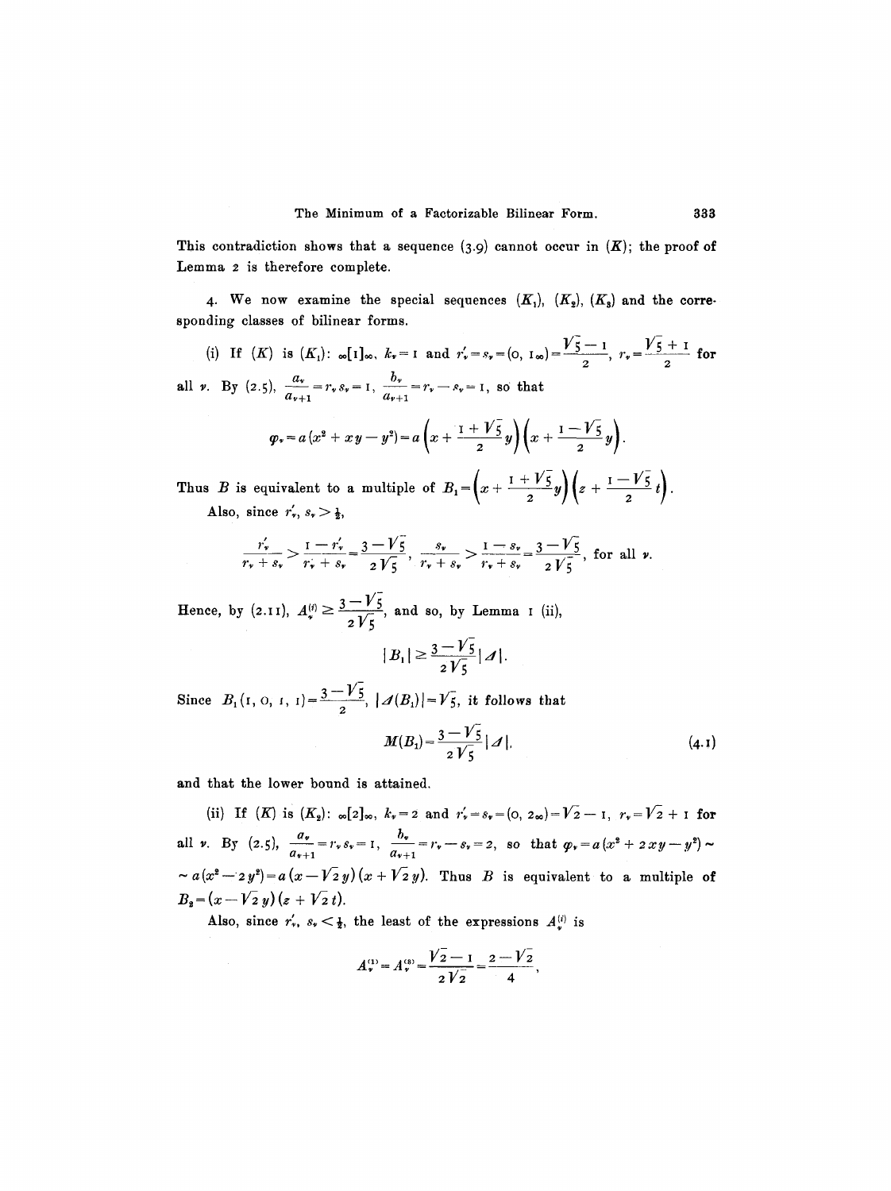This contradiction shows that a sequence (3.9) cannot occur in $(K)$; the proof of Lemma 2 is therefore complete.

4. We now examine the special sequences $(K_1)$, $(K_2)$, $(K_3)$ and the corresponding classes of bilinear forms.

(i) If $(K)$ is $(K_1)$: $\infty[1]_\infty$, $k_\nu = 1$ and $r'_\nu = s_\nu = (0, 1_\infty) = \frac{\sqrt{5}-1}{2}$, $r_\nu = \frac{\sqrt{5}+1}{2}$ for all $\nu$. By (2.5), $\frac{a_\nu}{a_{\nu+1}} = r_\nu s_\nu = 1$, $\frac{b_\nu}{a_{\nu+1}} = r_\nu - s_\nu = 1$, so that

$$\varphi_\nu = a(x^2 + xy - y^2) = a\left(x + \frac{1+\sqrt{5}}{2}y\right)\left(x + \frac{1-\sqrt{5}}{2}y\right).$$

Thus $B$ is equivalent to a multiple of $B_1 = \left(x + \frac{1+\sqrt{5}}{2}y\right)\left(z + \frac{1-\sqrt{5}}{2}t\right)$.

Also, since $r'_\nu, s_\nu > \frac{1}{2}$,

$$\frac{r'_\nu}{r_\nu + s_\nu} > \frac{1 - r'_\nu}{r_\nu + s_\nu} = \frac{3-\sqrt{5}}{2\sqrt{5}},\quad \frac{s_\nu}{r_\nu + s_\nu} > \frac{1 - s_\nu}{r_\nu + s_\nu} = \frac{3-\sqrt{5}}{2\sqrt{5}},\ \text{for all } \nu.$$

Hence, by (2.11), $A_\nu^{(i)} \geq \frac{3-\sqrt{5}}{2\sqrt{5}}$, and so, by Lemma 1 (ii),

$$|B_1| \geq \frac{3-\sqrt{5}}{2\sqrt{5}}|\Delta|.$$

Since $B_1(1, 0, 1, 1) = \frac{3-\sqrt{5}}{2}$, $|\Delta(B_1)| = \sqrt{5}$, it follows that

$$M(B_1) = \frac{3-\sqrt{5}}{2\sqrt{5}}|\Delta|, \tag{4.1}$$

and that the lower bound is attained.

(ii) If $(K)$ is $(K_2)$: $\infty[2]_\infty$, $k_\nu = 2$ and $r'_\nu = s_\nu = (0, 2_\infty) = \sqrt{2} - 1$, $r_\nu = \sqrt{2} + 1$ for all $\nu$. By (2.5), $\frac{a_\nu}{a_{\nu+1}} = r_\nu s_\nu = 1$, $\frac{b_\nu}{a_{\nu+1}} = r_\nu - s_\nu = 2$, so that $\varphi_\nu = a(x^2 + 2xy - y^2) \sim a(x^2 - 2y^2) = a(x - \sqrt{2}y)(x + \sqrt{2}y)$. Thus $B$ is equivalent to a multiple of $B_2 = (x - \sqrt{2}y)(z + \sqrt{2}t)$.

Also, since $r'_\nu, s_\nu < \frac{1}{2}$, the least of the expressions $A_\nu^{(i)}$ is

$$A_\nu^{(1)} = A_\nu^{(3)} = \frac{\sqrt{2}-1}{2\sqrt{2}} = \frac{2-\sqrt{2}}{4},$$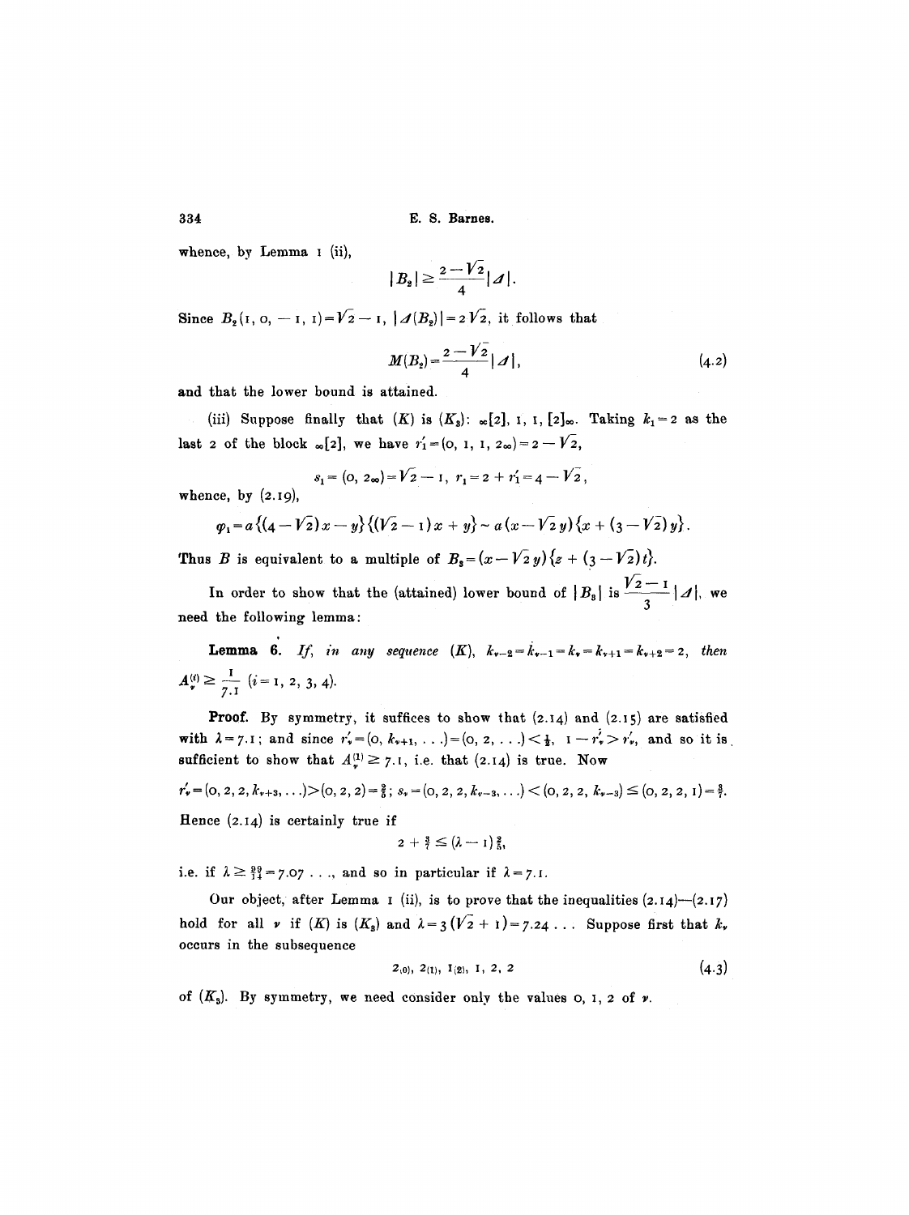whence, by Lemma 1 (ii),

$$|B_2| \geq \frac{2-\sqrt{2}}{4}|\Delta|.$$

Since $B_2(1, 0, -1, 1) = \sqrt{2} - 1$, $|\Delta(B_2)| = 2\sqrt{2}$, it follows that

$$M(B_2) = \frac{2-\sqrt{2}}{4}|\Delta|, \tag{4.2}$$

and that the lower bound is attained.

(iii) Suppose finally that $(K)$ is $(K_3)$: $_\infty[2]$, 1, 1, $[2]_\infty$. Taking $k_1 = 2$ as the last 2 of the block $_\infty[2]$, we have $r_1' = (0, 1, 1, 2_\infty) = 2 - \sqrt{2}$,

$$s_1 = (0, 2_\infty) = \sqrt{2} - 1, \quad r_1 = 2 + r_1' = 4 - \sqrt{2},$$

whence, by (2.19),

$$\varphi_1 = a\{(4-\sqrt{2})x - y\}\{(\sqrt{2}-1)x + y\} \sim a(x - \sqrt{2}y)\{x + (3-\sqrt{2})y\}.$$

Thus $B$ is equivalent to a multiple of $B_3 = (x - \sqrt{2}y)\{z + (3-\sqrt{2})t\}$.

In order to show that the (attained) lower bound of $|B_3|$ is $\frac{\sqrt{2}-1}{3}|\Delta|$, we need the following lemma:

**Lemma 6.** *If, in any sequence* $(K)$, $k_{\nu-2} = k_{\nu-1} = k_\nu = k_{\nu+1} = k_{\nu+2} = 2$, *then* $A_\nu^{(i)} \geq \frac{1}{7.1}$ $(i = 1, 2, 3, 4)$.

**Proof.** By symmetry, it suffices to show that (2.14) and (2.15) are satisfied with $\lambda = 7.1$; and since $r_\nu' = (0, k_{\nu+1}, \ldots) = (0, 2, \ldots) < \frac{1}{2}$, $1 - r_\nu' > r_\nu'$, and so it is sufficient to show that $A_\nu^{(1)} \geq 7.1$, i.e. that (2.14) is true. Now

$r_\nu' = (0, 2, 2, k_{\nu+3}, \ldots) > (0, 2, 2) = \frac{2}{5}$; $s_\nu = (0, 2, 2, k_{\nu-3}, \ldots) < (0, 2, 2, k_{\nu-3}) \leq (0, 2, 2, 1) = \frac{3}{7}$.

Hence (2.14) is certainly true if

$$2 + \tfrac{3}{7} \leq (\lambda - 1)\tfrac{2}{5},$$

i.e. if $\lambda \geq \frac{99}{14} = 7.07\ldots$, and so in particular if $\lambda = 7.1$.

Our object, after Lemma 1 (ii), is to prove that the inequalities (2.14)—(2.17) hold for all $\nu$ if $(K)$ is $(K_3)$ and $\lambda = 3(\sqrt{2}+1) = 7.24\ldots$ Suppose first that $k_\nu$ occurs in the subsequence

$$2_{(0)},\ 2_{(1)},\ 1_{(2)},\ 1,\ 2,\ 2 \tag{4.3}$$

of $(K_3)$. By symmetry, we need consider only the values 0, 1, 2 of $\nu$.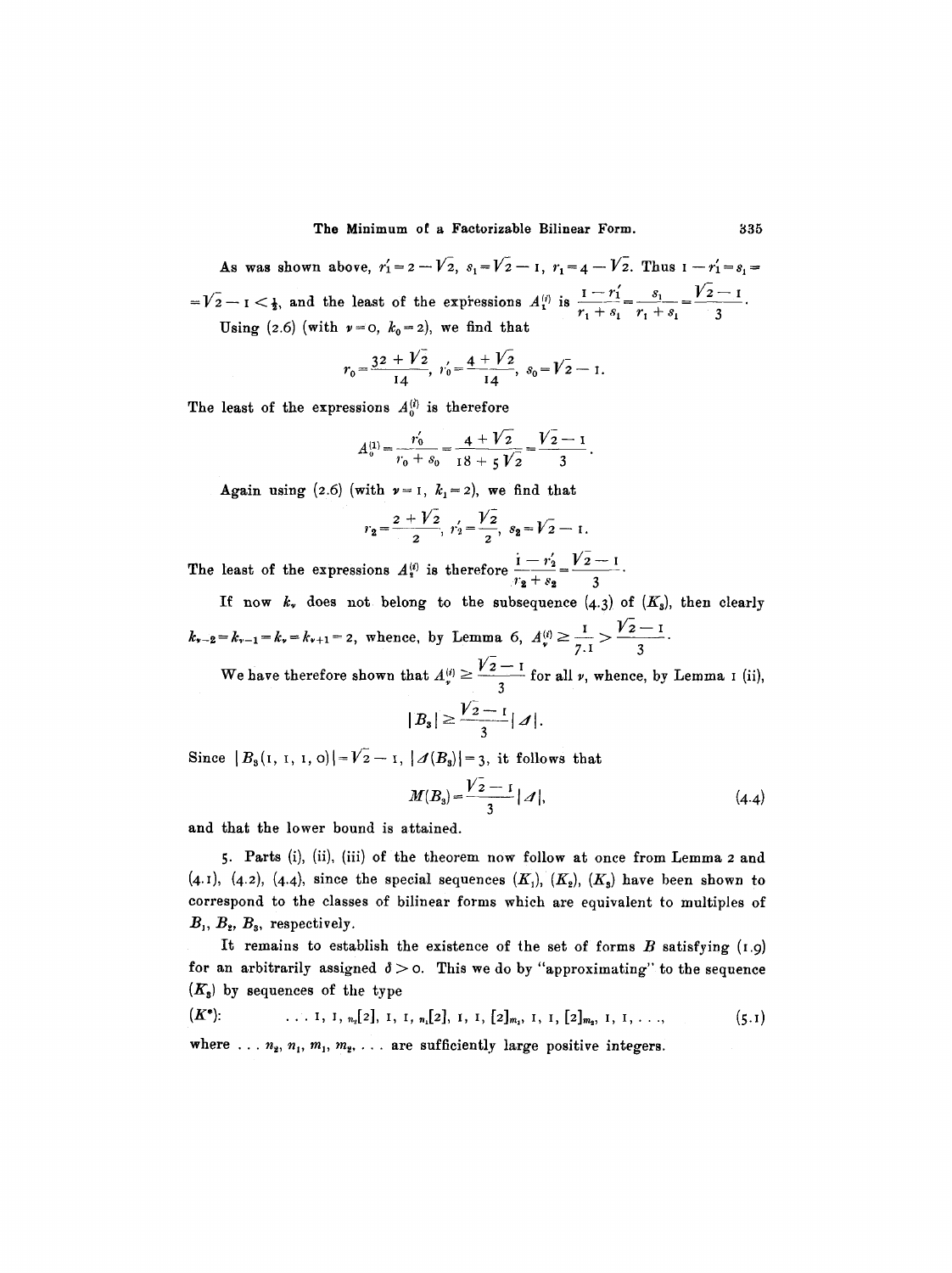As was shown above, $r_1' = 2 - \sqrt{2}$, $s_1 = \sqrt{2} - 1$, $r_1 = 4 - \sqrt{2}$. Thus $1 - r_1' = s_1 = \sqrt{2} - 1 < \frac{1}{2}$, and the least of the expressions $A_1^{(i)}$ is $\dfrac{1 - r_1'}{r_1 + s_1} = \dfrac{s_1}{r_1 + s_1} = \dfrac{\sqrt{2} - 1}{3}$.

Using (2.6) (with $\nu = 0$, $k_0 = 2$), we find that

$$r_0 = \frac{32 + \sqrt{2}}{14}, \quad r_0' = \frac{4 + \sqrt{2}}{14}, \quad s_0 = \sqrt{2} - 1.$$

The least of the expressions $A_0^{(i)}$ is therefore

$$A_0^{(1)} = \frac{r_0'}{r_0 + s_0} = \frac{4 + \sqrt{2}}{18 + 5\sqrt{2}} = \frac{\sqrt{2} - 1}{3}.$$

Again using (2.6) (with $\nu = 1$, $k_1 = 2$), we find that

$$r_2 = \frac{2 + \sqrt{2}}{2}, \quad r_2' = \frac{\sqrt{2}}{2}, \quad s_2 = \sqrt{2} - 1.$$

The least of the expressions $A_2^{(i)}$ is therefore $\dfrac{1 - r_2'}{r_2 + s_2} = \dfrac{\sqrt{2} - 1}{3}$.

If now $k_\nu$ does not belong to the subsequence (4.3) of $(K_3)$, then clearly $k_{\nu-2} = k_{\nu-1} = k_\nu = k_{\nu+1} = 2$, whence, by Lemma 6, $A_\nu^{(i)} \geq \dfrac{1}{7.1} > \dfrac{\sqrt{2} - 1}{3}$.

We have therefore shown that $A_\nu^{(i)} \geq \dfrac{\sqrt{2} - 1}{3}$ for all $\nu$, whence, by Lemma 1 (ii),

$$|B_3| \geq \frac{\sqrt{2} - 1}{3} |\Delta|.$$

Since $|B_3(1, 1, 1, 0)| = \sqrt{2} - 1$, $|\Delta(B_3)| = 3$, it follows that

$$M(B_3) = \frac{\sqrt{2} - 1}{3} |\Delta|, \tag{4.4}$$

and that the lower bound is attained.

5. Parts (i), (ii), (iii) of the theorem now follow at once from Lemma 2 and (4.1), (4.2), (4.4), since the special sequences $(K_1)$, $(K_2)$, $(K_3)$ have been shown to correspond to the classes of bilinear forms which are equivalent to multiples of $B_1$, $B_2$, $B_3$, respectively.

It remains to establish the existence of the set of forms $B$ satisfying (1.9) for an arbitrarily assigned $\delta > 0$. This we do by "approximating" to the sequence $(K_3)$ by sequences of the type

$$(K^*): \qquad \ldots 1, 1, {}_{n_2}[2], 1, 1, {}_{n_1}[2], 1, 1, [2]_{m_1}, 1, 1, [2]_{m_2}, 1, 1, \ldots, \tag{5.1}$$

where $\ldots n_2, n_1, m_1, m_2, \ldots$ are sufficiently large positive integers.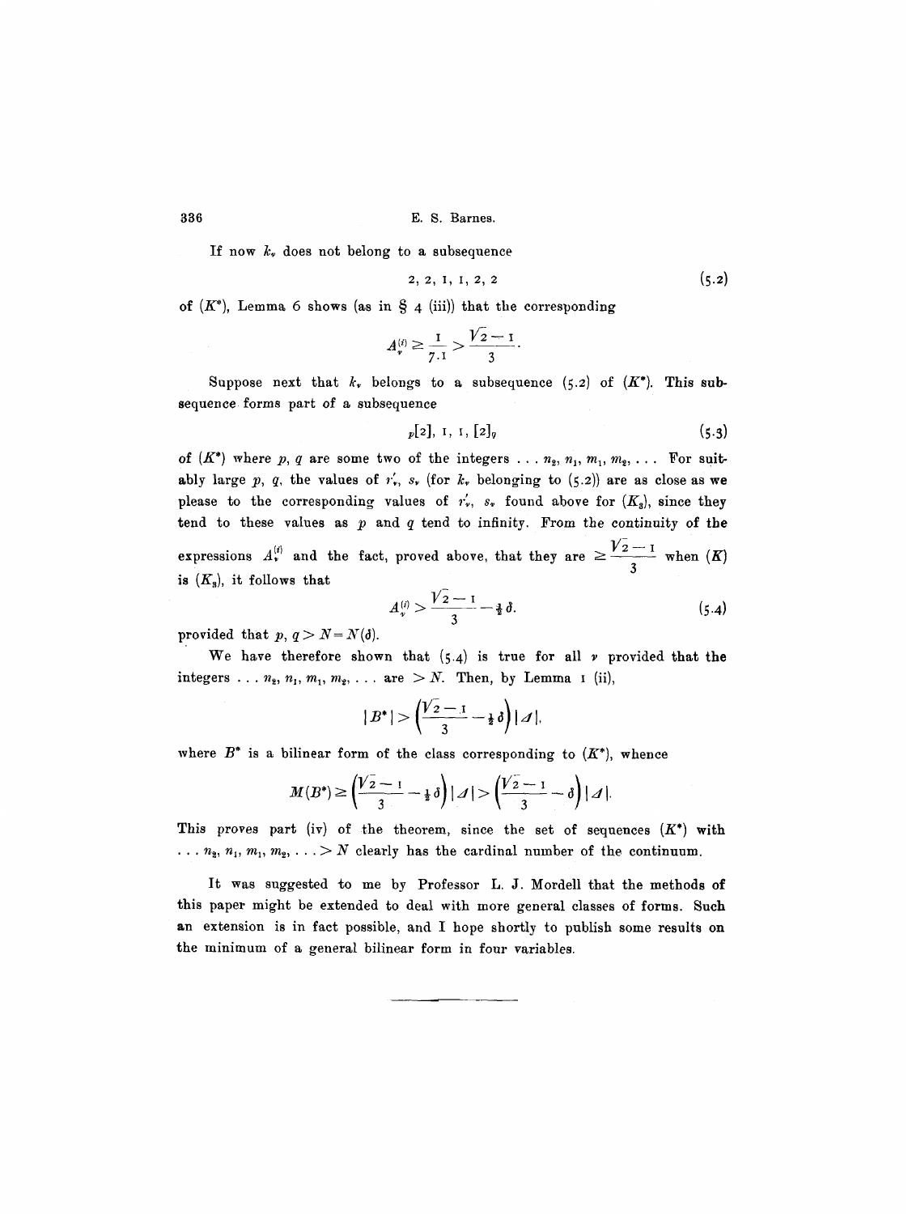If now $k_\nu$ does not belong to a subsequence

$$2, 2, 1, 1, 2, 2 \tag{5.2}$$

of $(K^*)$, Lemma 6 shows (as in § 4 (iii)) that the corresponding

$$A_\nu^{(i)} \geq \frac{1}{7.1} > \frac{\sqrt{2}-1}{3}.$$

Suppose next that $k_\nu$ belongs to a subsequence (5.2) of $(K^*)$. This subsequence forms part of a subsequence

$${}_p[2], 1, 1, [2]_q \tag{5.3}$$

of $(K^*)$ where $p, q$ are some two of the integers $\ldots n_2, n_1, m_1, m_2, \ldots$ For suitably large $p, q$, the values of $r'_\nu, s_\nu$ (for $k_\nu$ belonging to (5.2)) are as close as we please to the corresponding values of $r'_\nu, s_\nu$ found above for $(K_3)$, since they tend to these values as $p$ and $q$ tend to infinity. From the continuity of the expressions $A_\nu^{(i)}$ and the fact, proved above, that they are $\geq \frac{\sqrt{2}-1}{3}$ when $(K)$ is $(K_3)$, it follows that

$$A_\nu^{(i)} > \frac{\sqrt{2}-1}{3} - \tfrac{1}{2}\delta. \tag{5.4}$$

provided that $p, q > N = N(\delta)$.

We have therefore shown that (5.4) is true for all $\nu$ provided that the integers $\ldots n_2, n_1, m_1, m_2, \ldots$ are $> N$. Then, by Lemma 1 (ii),

$$|B^*| > \left(\frac{\sqrt{2}-1}{3} - \tfrac{1}{2}\delta\right)|\Delta|,$$

where $B^*$ is a bilinear form of the class corresponding to $(K^*)$, whence

$$M(B^*) \geq \left(\frac{\sqrt{2}-1}{3} - \tfrac{1}{2}\delta\right)|\Delta| > \left(\frac{\sqrt{2}-1}{3} - \delta\right)|\Delta|.$$

This proves part (iv) of the theorem, since the set of sequences $(K^*)$ with $\ldots n_2, n_1, m_1, m_2, \ldots > N$ clearly has the cardinal number of the continuum.

It was suggested to me by Professor L. J. Mordell that the methods of this paper might be extended to deal with more general classes of forms. Such an extension is in fact possible, and I hope shortly to publish some results on the minimum of a general bilinear form in four variables.